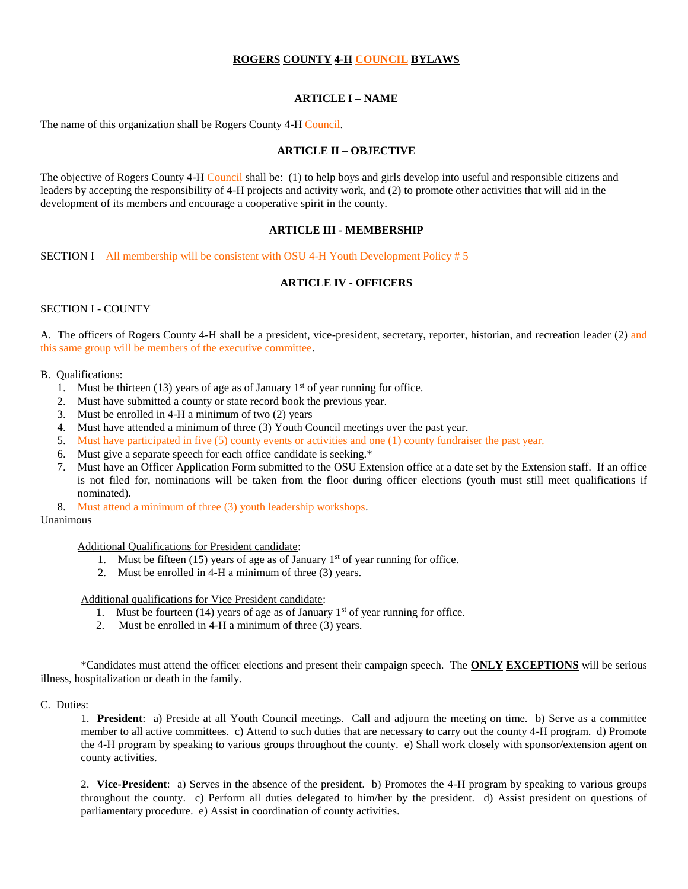# ROGERS COUNTY 4-H COUNCIL BYLAWS

## ARTICLE I – NAME

The name of this organization shall be Rogers County 4-H Council.

## ARTICLE II – OBJECTIVE

The objective of Rogers County 4-H Council shall be: (1) to help boys and girls develop into useful and responsible citizens and leaders by accepting the responsibility of 4-H projects and activity work, and (2) to promote other activities that will aid in the development of its members and encourage a cooperative spirit in the county.

## ARTICLE III - MEMBERSHIP

SECTION I – All membership will be consistent with OSU 4-H Youth Development Policy # 5

## ARTICLE IV - OFFICERS

SECTION I - COUNTY

A. The officers of Rogers County 4-H shall be a president, vice-president, secretary, reporter, historian, and recreation leader (2) and this same group will be members of the executive committee.

B. Qualifications:

1. Must be thirteen (13) years of age as of January 1st of year running for office.
2. Must have submitted a county or state record book the previous year.
3. Must be enrolled in 4-H a minimum of two (2) years
4. Must have attended a minimum of three (3) Youth Council meetings over the past year.
5. Must have participated in five (5) county events or activities and one (1) county fundraiser the past year.
6. Must give a separate speech for each office candidate is seeking.*
7. Must have an Officer Application Form submitted to the OSU Extension office at a date set by the Extension staff. If an office is not filed for, nominations will be taken from the floor during officer elections (youth must still meet qualifications if nominated).
8. Must attend a minimum of three (3) youth leadership workshops.

Unanimous

Additional Qualifications for President candidate:

1. Must be fifteen (15) years of age as of January 1st of year running for office.
2. Must be enrolled in 4-H a minimum of three (3) years.

Additional qualifications for Vice President candidate:

1. Must be fourteen (14) years of age as of January 1st of year running for office.
2. Must be enrolled in 4-H a minimum of three (3) years.

*Candidates must attend the officer elections and present their campaign speech. The **ONLY EXCEPTIONS** will be serious illness, hospitalization or death in the family.

C. Duties:

1. **President**: a) Preside at all Youth Council meetings. Call and adjourn the meeting on time. b) Serve as a committee member to all active committees. c) Attend to such duties that are necessary to carry out the county 4-H program. d) Promote the 4-H program by speaking to various groups throughout the county. e) Shall work closely with sponsor/extension agent on county activities.

2. **Vice-President**: a) Serves in the absence of the president. b) Promotes the 4-H program by speaking to various groups throughout the county. c) Perform all duties delegated to him/her by the president. d) Assist president on questions of parliamentary procedure. e) Assist in coordination of county activities.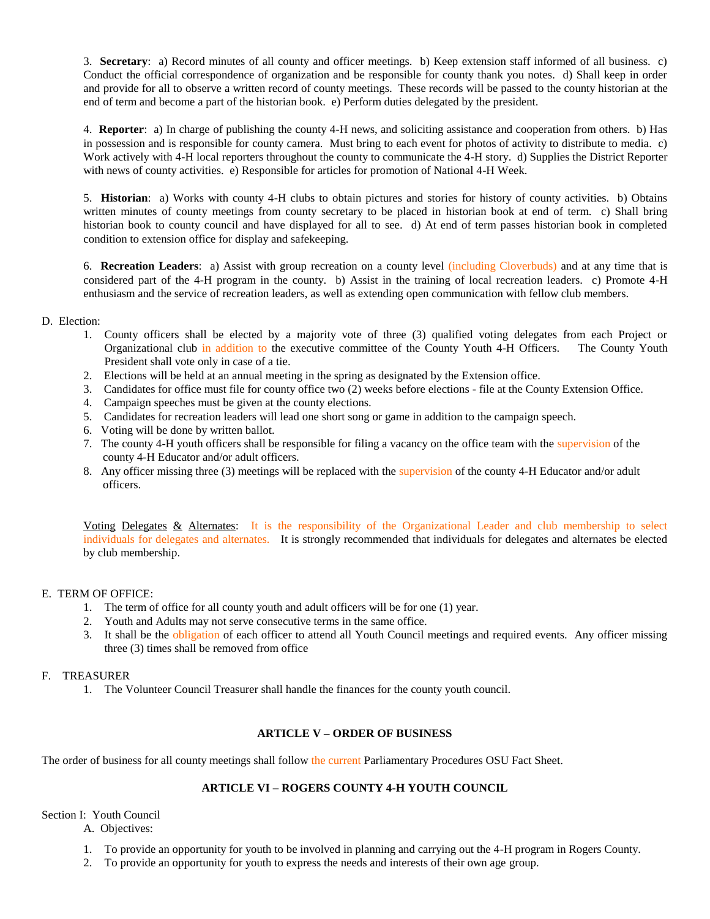3. **Secretary**: a) Record minutes of all county and officer meetings. b) Keep extension staff informed of all business. c) Conduct the official correspondence of organization and be responsible for county thank you notes. d) Shall keep in order and provide for all to observe a written record of county meetings. These records will be passed to the county historian at the end of term and become a part of the historian book. e) Perform duties delegated by the president.

4. **Reporter**: a) In charge of publishing the county 4-H news, and soliciting assistance and cooperation from others. b) Has in possession and is responsible for county camera. Must bring to each event for photos of activity to distribute to media. c) Work actively with 4-H local reporters throughout the county to communicate the 4-H story. d) Supplies the District Reporter with news of county activities. e) Responsible for articles for promotion of National 4-H Week.

5. **Historian**: a) Works with county 4-H clubs to obtain pictures and stories for history of county activities. b) Obtains written minutes of county meetings from county secretary to be placed in historian book at end of term. c) Shall bring historian book to county council and have displayed for all to see. d) At end of term passes historian book in completed condition to extension office for display and safekeeping.

6. **Recreation Leaders**: a) Assist with group recreation on a county level (including Cloverbuds) and at any time that is considered part of the 4-H program in the county. b) Assist in the training of local recreation leaders. c) Promote 4-H enthusiasm and the service of recreation leaders, as well as extending open communication with fellow club members.

D. Election:

1. County officers shall be elected by a majority vote of three (3) qualified voting delegates from each Project or Organizational club in addition to the executive committee of the County Youth 4-H Officers. The County Youth President shall vote only in case of a tie.
2. Elections will be held at an annual meeting in the spring as designated by the Extension office.
3. Candidates for office must file for county office two (2) weeks before elections - file at the County Extension Office.
4. Campaign speeches must be given at the county elections.
5. Candidates for recreation leaders will lead one short song or game in addition to the campaign speech.
6. Voting will be done by written ballot.
7. The county 4-H youth officers shall be responsible for filing a vacancy on the office team with the supervision of the county 4-H Educator and/or adult officers.
8. Any officer missing three (3) meetings will be replaced with the supervision of the county 4-H Educator and/or adult officers.

Voting Delegates & Alternates: It is the responsibility of the Organizational Leader and club membership to select individuals for delegates and alternates. It is strongly recommended that individuals for delegates and alternates be elected by club membership.

E. TERM OF OFFICE:

1. The term of office for all county youth and adult officers will be for one (1) year.
2. Youth and Adults may not serve consecutive terms in the same office.
3. It shall be the obligation of each officer to attend all Youth Council meetings and required events. Any officer missing three (3) times shall be removed from office

F. TREASURER

1. The Volunteer Council Treasurer shall handle the finances for the county youth council.

## ARTICLE V – ORDER OF BUSINESS

The order of business for all county meetings shall follow the current Parliamentary Procedures OSU Fact Sheet.

## ARTICLE VI – ROGERS COUNTY 4-H YOUTH COUNCIL

Section I: Youth Council

A. Objectives:

1. To provide an opportunity for youth to be involved in planning and carrying out the 4-H program in Rogers County.
2. To provide an opportunity for youth to express the needs and interests of their own age group.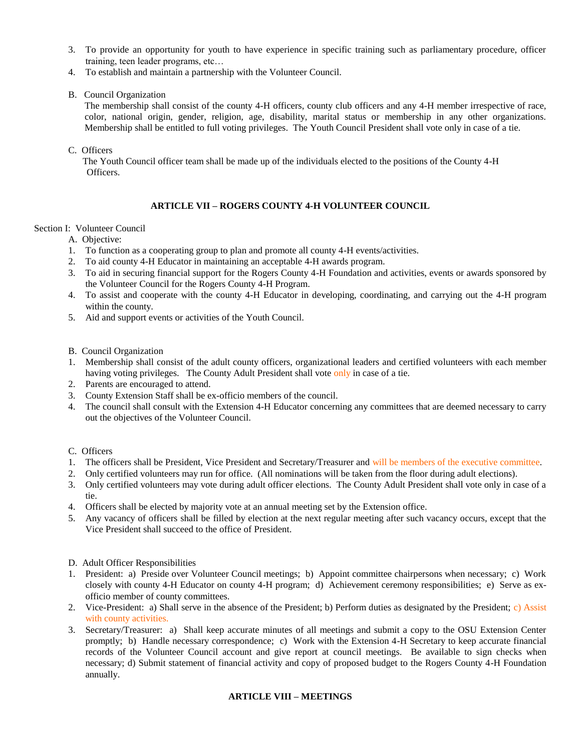3. To provide an opportunity for youth to have experience in specific training such as parliamentary procedure, officer training, teen leader programs, etc…
4. To establish and maintain a partnership with the Volunteer Council.

B. Council Organization

The membership shall consist of the county 4-H officers, county club officers and any 4-H member irrespective of race, color, national origin, gender, religion, age, disability, marital status or membership in any other organizations. Membership shall be entitled to full voting privileges. The Youth Council President shall vote only in case of a tie.

C. Officers

The Youth Council officer team shall be made up of the individuals elected to the positions of the County 4-H Officers.

**ARTICLE VII – ROGERS COUNTY 4-H VOLUNTEER COUNCIL**

Section I: Volunteer Council

A. Objective:

1. To function as a cooperating group to plan and promote all county 4-H events/activities.
2. To aid county 4-H Educator in maintaining an acceptable 4-H awards program.
3. To aid in securing financial support for the Rogers County 4-H Foundation and activities, events or awards sponsored by the Volunteer Council for the Rogers County 4-H Program.
4. To assist and cooperate with the county 4-H Educator in developing, coordinating, and carrying out the 4-H program within the county.
5. Aid and support events or activities of the Youth Council.

B. Council Organization

1. Membership shall consist of the adult county officers, organizational leaders and certified volunteers with each member having voting privileges. The County Adult President shall vote only in case of a tie.
2. Parents are encouraged to attend.
3. County Extension Staff shall be ex-officio members of the council.
4. The council shall consult with the Extension 4-H Educator concerning any committees that are deemed necessary to carry out the objectives of the Volunteer Council.

C. Officers

1. The officers shall be President, Vice President and Secretary/Treasurer and will be members of the executive committee.
2. Only certified volunteers may run for office. (All nominations will be taken from the floor during adult elections).
3. Only certified volunteers may vote during adult officer elections. The County Adult President shall vote only in case of a tie.
4. Officers shall be elected by majority vote at an annual meeting set by the Extension office.
5. Any vacancy of officers shall be filled by election at the next regular meeting after such vacancy occurs, except that the Vice President shall succeed to the office of President.

D. Adult Officer Responsibilities

1. President: a) Preside over Volunteer Council meetings; b) Appoint committee chairpersons when necessary; c) Work closely with county 4-H Educator on county 4-H program; d) Achievement ceremony responsibilities; e) Serve as ex-officio member of county committees.
2. Vice-President: a) Shall serve in the absence of the President; b) Perform duties as designated by the President; c) Assist with county activities.
3. Secretary/Treasurer: a) Shall keep accurate minutes of all meetings and submit a copy to the OSU Extension Center promptly; b) Handle necessary correspondence; c) Work with the Extension 4-H Secretary to keep accurate financial records of the Volunteer Council account and give report at council meetings. Be available to sign checks when necessary; d) Submit statement of financial activity and copy of proposed budget to the Rogers County 4-H Foundation annually.

**ARTICLE VIII – MEETINGS**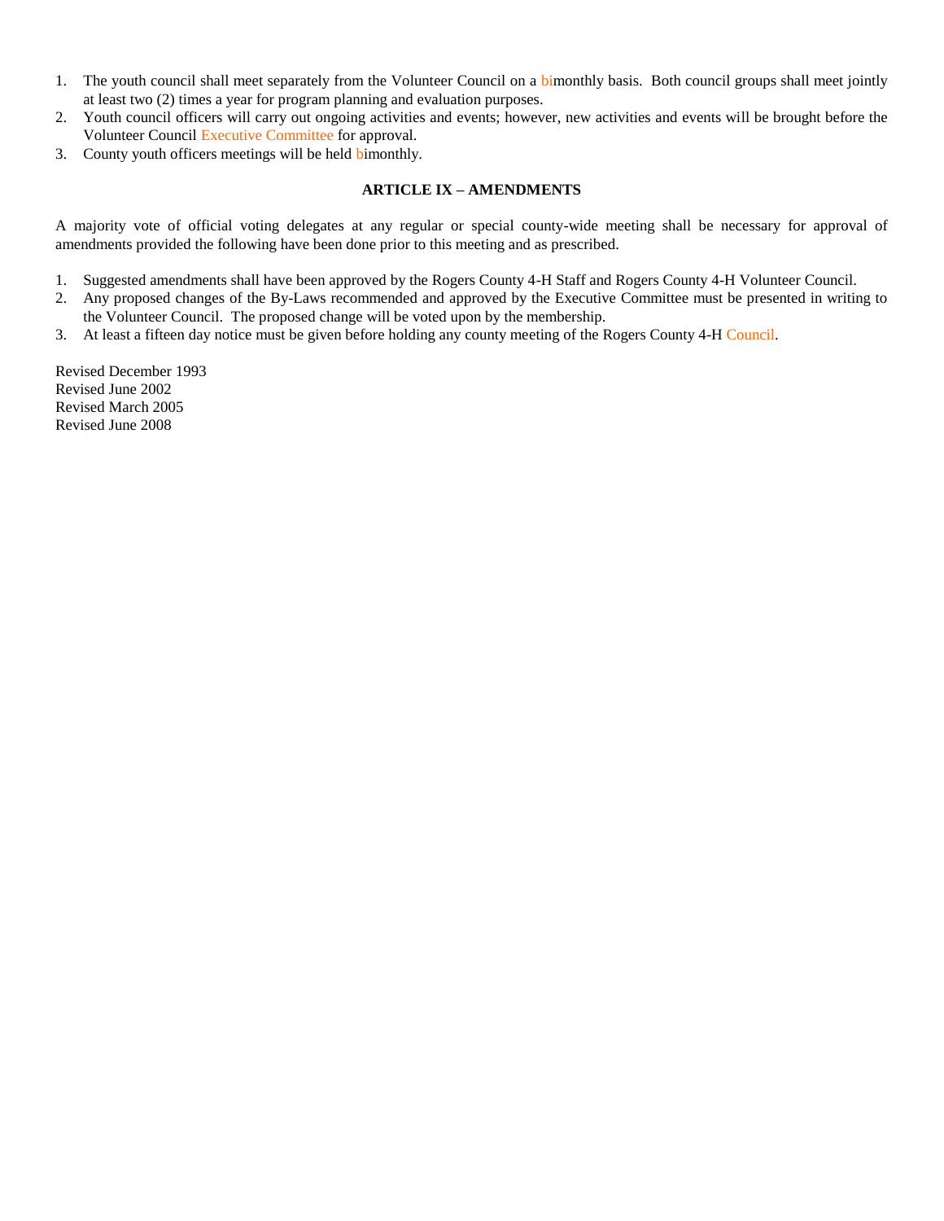1. The youth council shall meet separately from the Volunteer Council on a bimonthly basis. Both council groups shall meet jointly at least two (2) times a year for program planning and evaluation purposes.
2. Youth council officers will carry out ongoing activities and events; however, new activities and events will be brought before the Volunteer Council Executive Committee for approval.
3. County youth officers meetings will be held bimonthly.

**ARTICLE IX – AMENDMENTS**

A majority vote of official voting delegates at any regular or special county-wide meeting shall be necessary for approval of amendments provided the following have been done prior to this meeting and as prescribed.

1. Suggested amendments shall have been approved by the Rogers County 4-H Staff and Rogers County 4-H Volunteer Council.
2. Any proposed changes of the By-Laws recommended and approved by the Executive Committee must be presented in writing to the Volunteer Council. The proposed change will be voted upon by the membership.
3. At least a fifteen day notice must be given before holding any county meeting of the Rogers County 4-H Council.

Revised December 1993
Revised June 2002
Revised March 2005
Revised June 2008